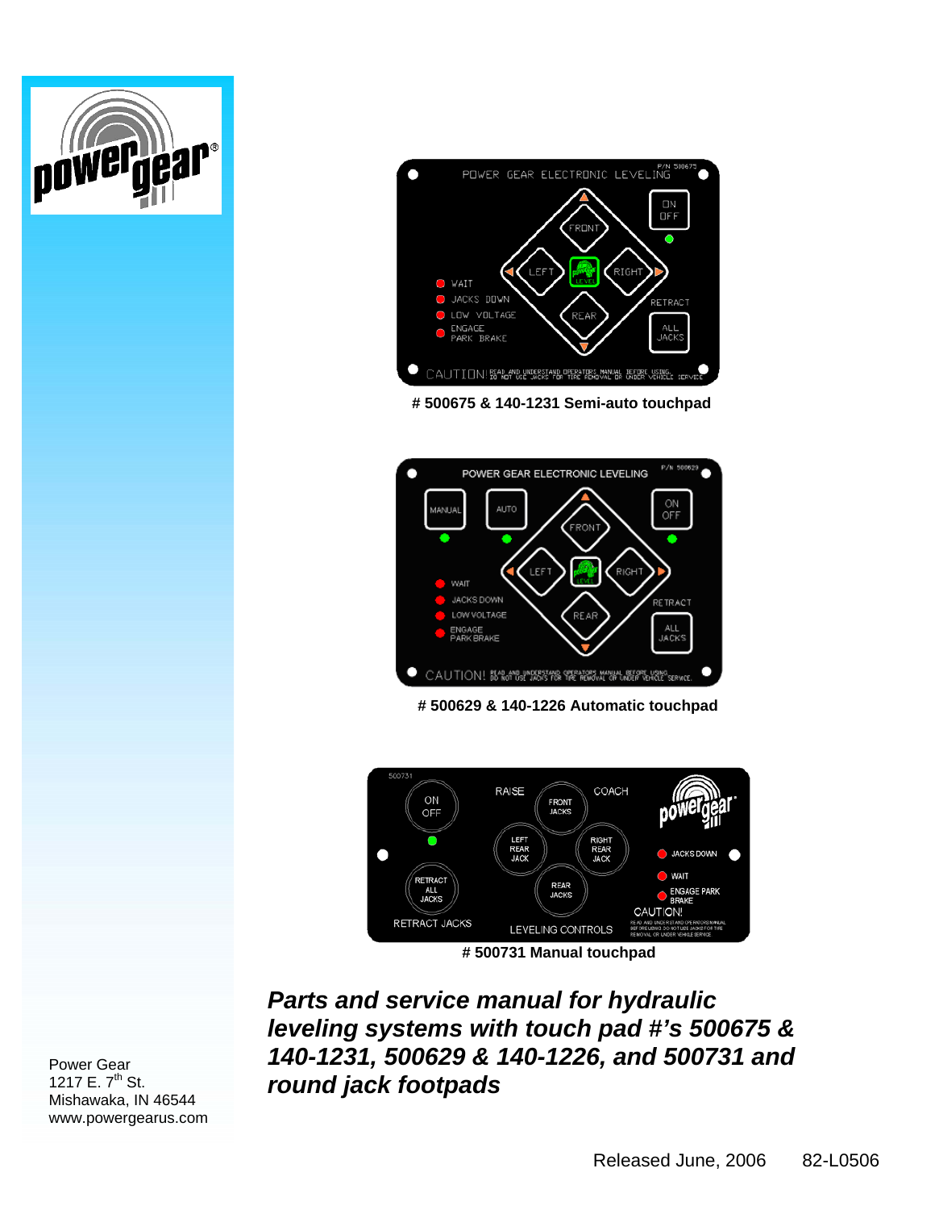# 500675 & 140-1231 Semi-auto touchpad

# 500629 & 140-1226 Automatic touchpad

# 500731 Manual touchpad

***Parts and service manual for hydraulic leveling systems with touch pad #'s 500675 & 140-1231, 500629 & 140-1226, and 500731 and round jack footpads***

Power Gear
1217 E. 7th St.
Mishawaka, IN 46544
www.powergearus.com

Released June, 2006 82-L0506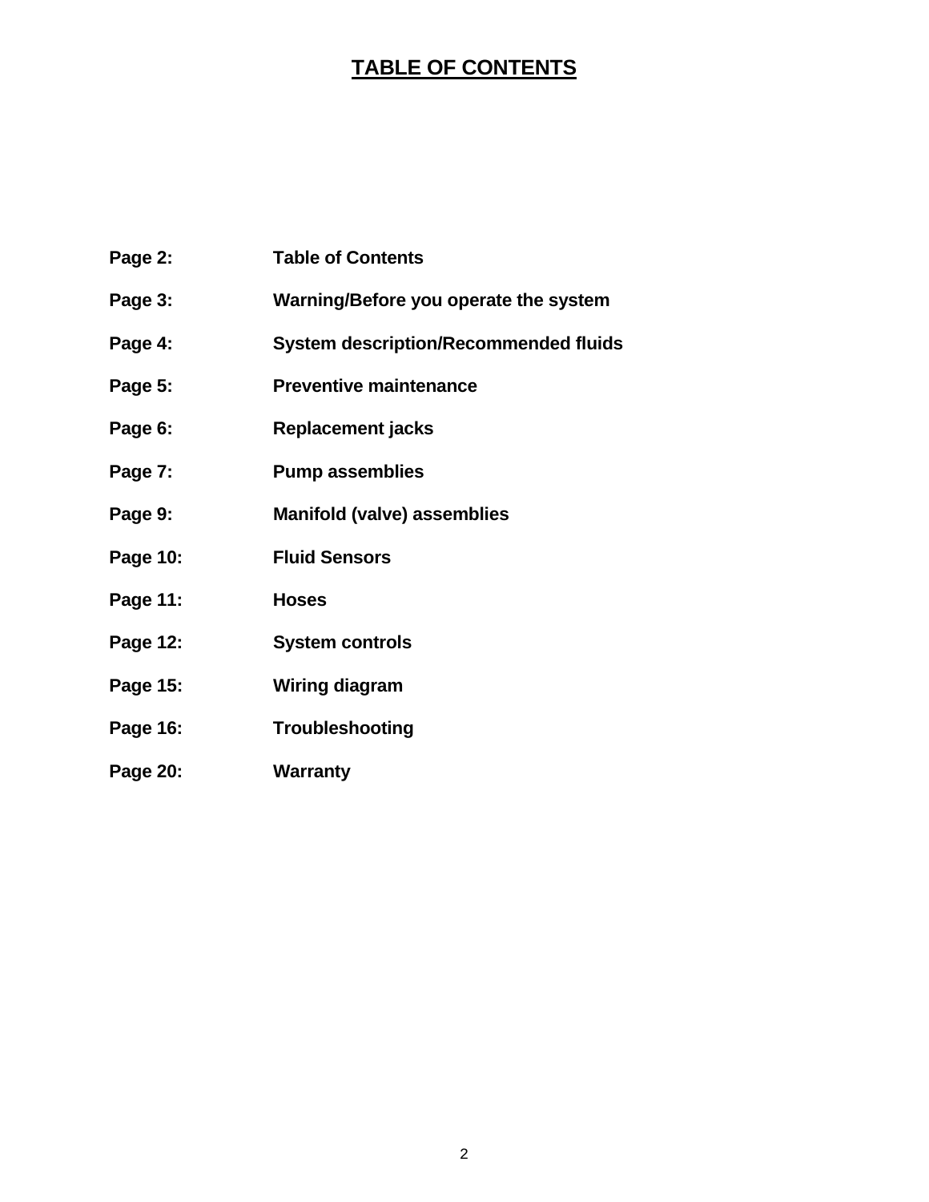# TABLE OF CONTENTS

| | |
|---|---|
| **Page 2:** | **Table of Contents** |
| **Page 3:** | **Warning/Before you operate the system** |
| **Page 4:** | **System description/Recommended fluids** |
| **Page 5:** | **Preventive maintenance** |
| **Page 6:** | **Replacement jacks** |
| **Page 7:** | **Pump assemblies** |
| **Page 9:** | **Manifold (valve) assemblies** |
| **Page 10:** | **Fluid Sensors** |
| **Page 11:** | **Hoses** |
| **Page 12:** | **System controls** |
| **Page 15:** | **Wiring diagram** |
| **Page 16:** | **Troubleshooting** |
| **Page 20:** | **Warranty** |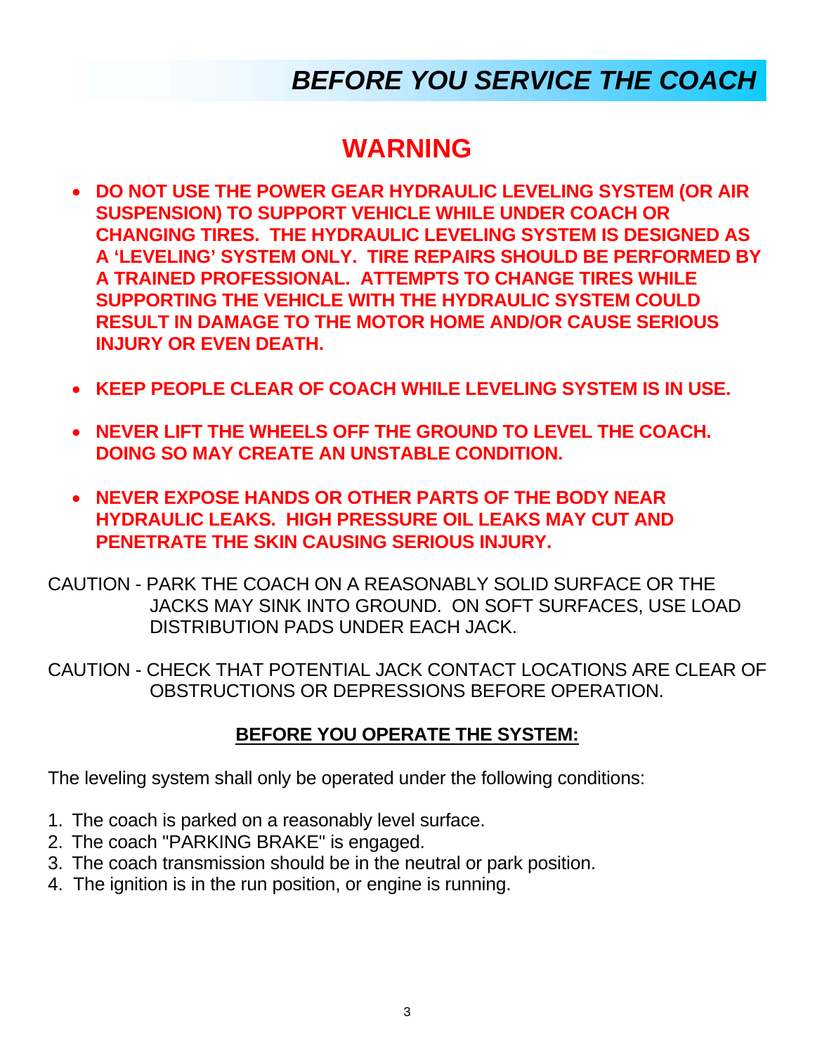# *BEFORE YOU SERVICE THE COACH*

## WARNING

- **DO NOT USE THE POWER GEAR HYDRAULIC LEVELING SYSTEM (OR AIR SUSPENSION) TO SUPPORT VEHICLE WHILE UNDER COACH OR CHANGING TIRES. THE HYDRAULIC LEVELING SYSTEM IS DESIGNED AS A 'LEVELING' SYSTEM ONLY. TIRE REPAIRS SHOULD BE PERFORMED BY A TRAINED PROFESSIONAL. ATTEMPTS TO CHANGE TIRES WHILE SUPPORTING THE VEHICLE WITH THE HYDRAULIC SYSTEM COULD RESULT IN DAMAGE TO THE MOTOR HOME AND/OR CAUSE SERIOUS INJURY OR EVEN DEATH.**

- **KEEP PEOPLE CLEAR OF COACH WHILE LEVELING SYSTEM IS IN USE.**

- **NEVER LIFT THE WHEELS OFF THE GROUND TO LEVEL THE COACH. DOING SO MAY CREATE AN UNSTABLE CONDITION.**

- **NEVER EXPOSE HANDS OR OTHER PARTS OF THE BODY NEAR HYDRAULIC LEAKS. HIGH PRESSURE OIL LEAKS MAY CUT AND PENETRATE THE SKIN CAUSING SERIOUS INJURY.**

CAUTION - PARK THE COACH ON A REASONABLY SOLID SURFACE OR THE JACKS MAY SINK INTO GROUND. ON SOFT SURFACES, USE LOAD DISTRIBUTION PADS UNDER EACH JACK.

CAUTION - CHECK THAT POTENTIAL JACK CONTACT LOCATIONS ARE CLEAR OF OBSTRUCTIONS OR DEPRESSIONS BEFORE OPERATION.

### BEFORE YOU OPERATE THE SYSTEM:

The leveling system shall only be operated under the following conditions:

1. The coach is parked on a reasonably level surface.
2. The coach "PARKING BRAKE" is engaged.
3. The coach transmission should be in the neutral or park position.
4. The ignition is in the run position, or engine is running.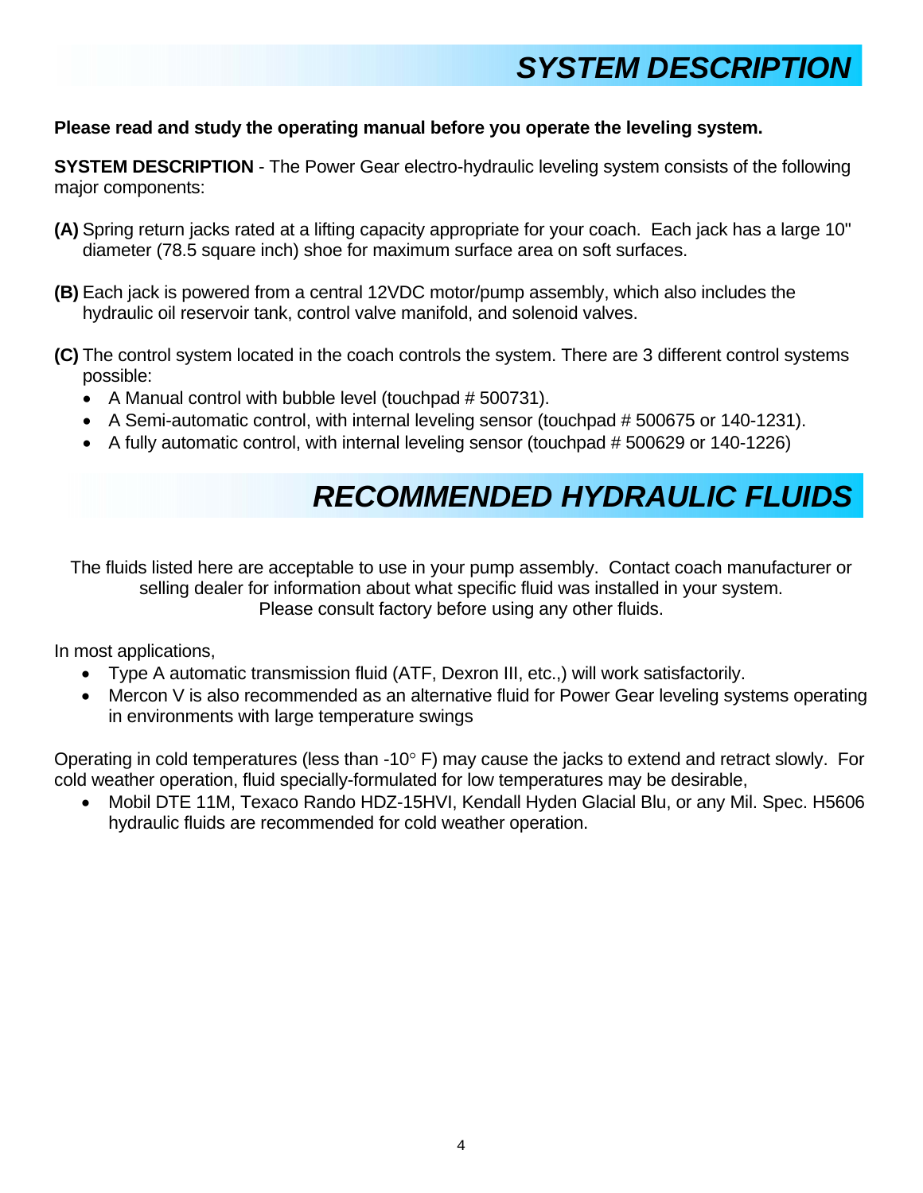# SYSTEM DESCRIPTION

**Please read and study the operating manual before you operate the leveling system.**

**SYSTEM DESCRIPTION** - The Power Gear electro-hydraulic leveling system consists of the following major components:

**(A)** Spring return jacks rated at a lifting capacity appropriate for your coach. Each jack has a large 10" diameter (78.5 square inch) shoe for maximum surface area on soft surfaces.

**(B)** Each jack is powered from a central 12VDC motor/pump assembly, which also includes the hydraulic oil reservoir tank, control valve manifold, and solenoid valves.

**(C)** The control system located in the coach controls the system. There are 3 different control systems possible:

- A Manual control with bubble level (touchpad # 500731).
- A Semi-automatic control, with internal leveling sensor (touchpad # 500675 or 140-1231).
- A fully automatic control, with internal leveling sensor (touchpad # 500629 or 140-1226)

# RECOMMENDED HYDRAULIC FLUIDS

The fluids listed here are acceptable to use in your pump assembly. Contact coach manufacturer or selling dealer for information about what specific fluid was installed in your system.
Please consult factory before using any other fluids.

In most applications,

- Type A automatic transmission fluid (ATF, Dexron III, etc.,) will work satisfactorily.
- Mercon V is also recommended as an alternative fluid for Power Gear leveling systems operating in environments with large temperature swings

Operating in cold temperatures (less than -10° F) may cause the jacks to extend and retract slowly. For cold weather operation, fluid specially-formulated for low temperatures may be desirable,

- Mobil DTE 11M, Texaco Rando HDZ-15HVI, Kendall Hyden Glacial Blu, or any Mil. Spec. H5606 hydraulic fluids are recommended for cold weather operation.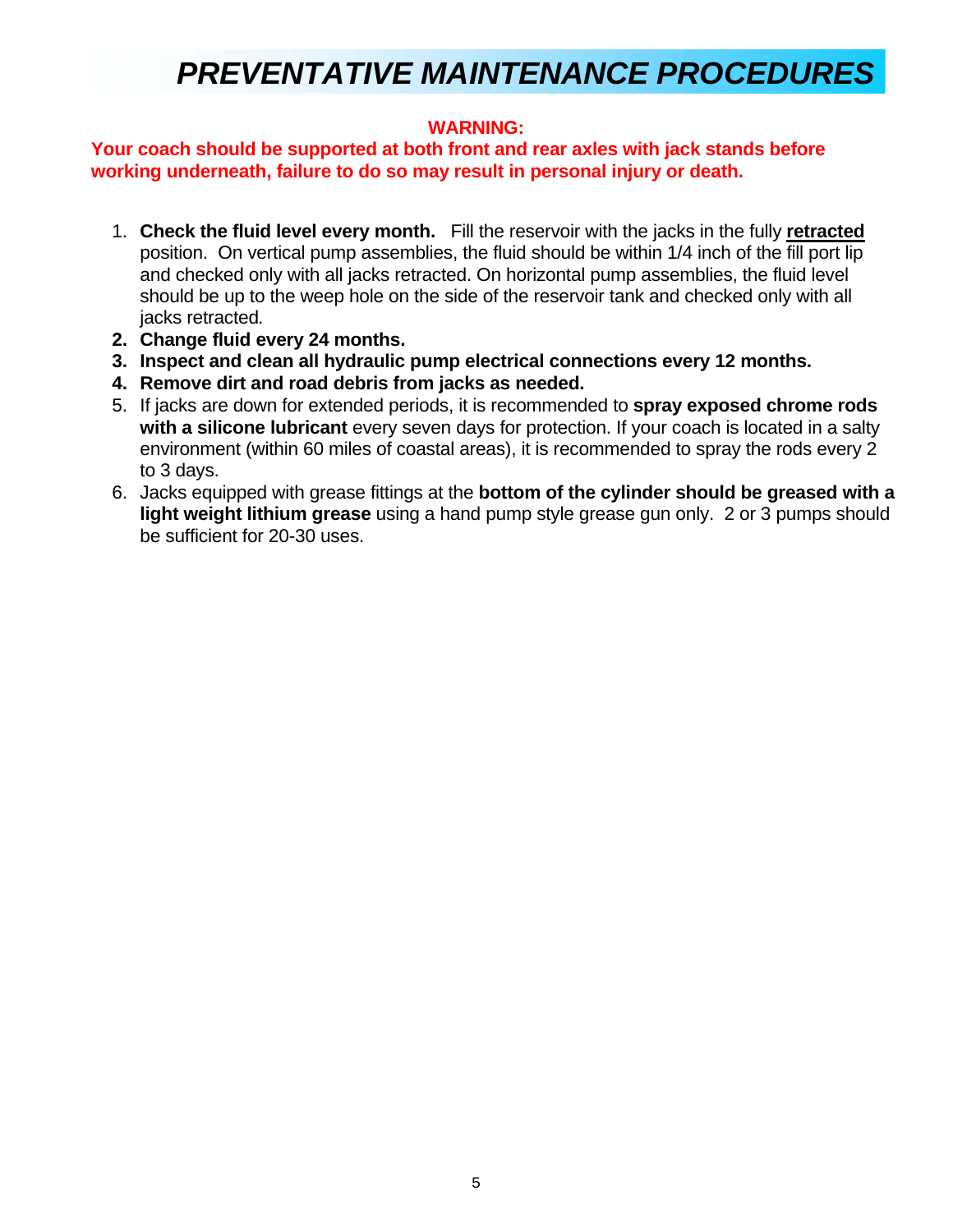# *PREVENTATIVE MAINTENANCE PROCEDURES*

**WARNING:**

**Your coach should be supported at both front and rear axles with jack stands before working underneath, failure to do so may result in personal injury or death.**

1. **Check the fluid level every month.** Fill the reservoir with the jacks in the fully **retracted** position. On vertical pump assemblies, the fluid should be within 1/4 inch of the fill port lip and checked only with all jacks retracted. On horizontal pump assemblies, the fluid level should be up to the weep hole on the side of the reservoir tank and checked only with all jacks retracted.
2. **Change fluid every 24 months.**
3. **Inspect and clean all hydraulic pump electrical connections every 12 months.**
4. **Remove dirt and road debris from jacks as needed.**
5. If jacks are down for extended periods, it is recommended to **spray exposed chrome rods with a silicone lubricant** every seven days for protection. If your coach is located in a salty environment (within 60 miles of coastal areas), it is recommended to spray the rods every 2 to 3 days.
6. Jacks equipped with grease fittings at the **bottom of the cylinder should be greased with a light weight lithium grease** using a hand pump style grease gun only. 2 or 3 pumps should be sufficient for 20-30 uses.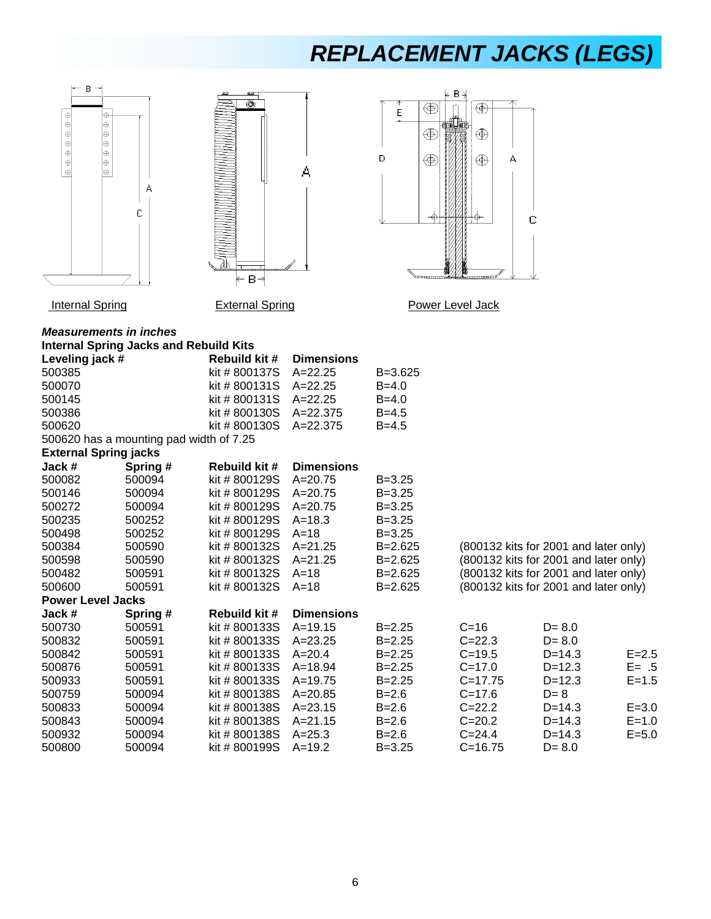# REPLACEMENT JACKS (LEGS)

Internal Spring          External Spring          Power Level Jack

***Measurements in inches***

**Internal Spring Jacks and Rebuild Kits**

| Leveling jack # | Rebuild kit # | Dimensions | |
|---|---|---|---|
| 500385 | kit # 800137S | A=22.25 | B=3.625 |
| 500070 | kit # 800131S | A=22.25 | B=4.0 |
| 500145 | kit # 800131S | A=22.25 | B=4.0 |
| 500386 | kit # 800130S | A=22.375 | B=4.5 |
| 500620 | kit # 800130S | A=22.375 | B=4.5 |

500620 has a mounting pad width of 7.25

**External Spring jacks**

| Jack # | Spring # | Rebuild kit # | Dimensions | | |
|---|---|---|---|---|---|
| 500082 | 500094 | kit # 800129S | A=20.75 | B=3.25 | |
| 500146 | 500094 | kit # 800129S | A=20.75 | B=3.25 | |
| 500272 | 500094 | kit # 800129S | A=20.75 | B=3.25 | |
| 500235 | 500252 | kit # 800129S | A=18.3 | B=3.25 | |
| 500498 | 500252 | kit # 800129S | A=18 | B=3.25 | |
| 500384 | 500590 | kit # 800132S | A=21.25 | B=2.625 | (800132 kits for 2001 and later only) |
| 500598 | 500590 | kit # 800132S | A=21.25 | B=2.625 | (800132 kits for 2001 and later only) |
| 500482 | 500591 | kit # 800132S | A=18 | B=2.625 | (800132 kits for 2001 and later only) |
| 500600 | 500591 | kit # 800132S | A=18 | B=2.625 | (800132 kits for 2001 and later only) |

**Power Level Jacks**

| Jack # | Spring # | Rebuild kit # | Dimensions | | | | |
|---|---|---|---|---|---|---|---|
| 500730 | 500591 | kit # 800133S | A=19.15 | B=2.25 | C=16 | D= 8.0 | |
| 500832 | 500591 | kit # 800133S | A=23.25 | B=2.25 | C=22.3 | D= 8.0 | |
| 500842 | 500591 | kit # 800133S | A=20.4 | B=2.25 | C=19.5 | D=14.3 | E=2.5 |
| 500876 | 500591 | kit # 800133S | A=18.94 | B=2.25 | C=17.0 | D=12.3 | E= .5 |
| 500933 | 500591 | kit # 800133S | A=19.75 | B=2.25 | C=17.75 | D=12.3 | E=1.5 |
| 500759 | 500094 | kit # 800138S | A=20.85 | B=2.6 | C=17.6 | D= 8 | |
| 500833 | 500094 | kit # 800138S | A=23.15 | B=2.6 | C=22.2 | D=14.3 | E=3.0 |
| 500843 | 500094 | kit # 800138S | A=21.15 | B=2.6 | C=20.2 | D=14.3 | E=1.0 |
| 500932 | 500094 | kit # 800138S | A=25.3 | B=2.6 | C=24.4 | D=14.3 | E=5.0 |
| 500800 | 500094 | kit # 800199S | A=19.2 | B=3.25 | C=16.75 | D= 8.0 | |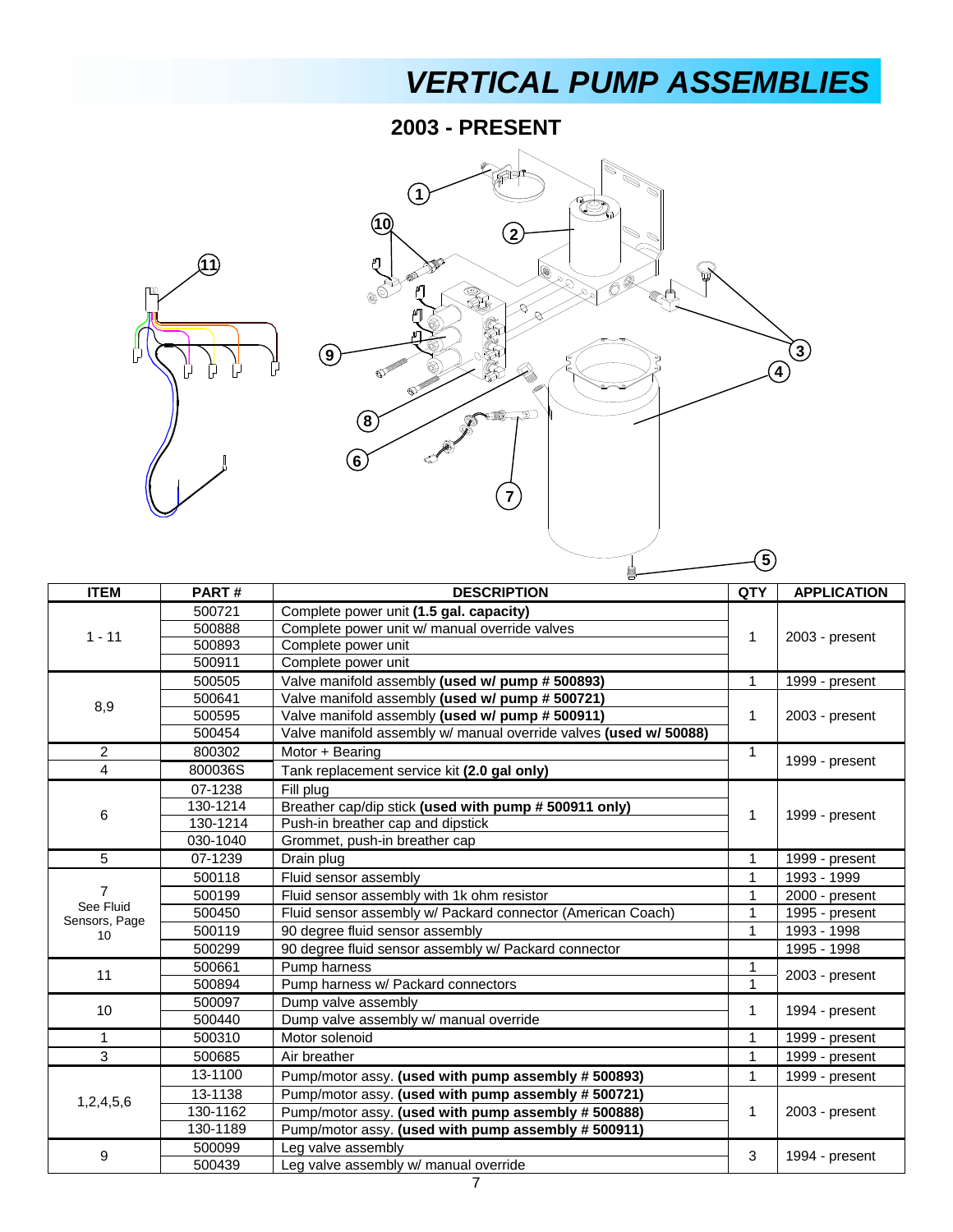# VERTICAL PUMP ASSEMBLIES

## 2003 - PRESENT

| ITEM | PART # | DESCRIPTION | QTY | APPLICATION |
|---|---|---|---|---|
| 1 - 11 | 500721 | Complete power unit **(1.5 gal. capacity)** | 1 | 2003 - present |
| | 500888 | Complete power unit w/ manual override valves | | |
| | 500893 | Complete power unit | | |
| | 500911 | Complete power unit | | |
| 8,9 | 500505 | Valve manifold assembly **(used w/ pump # 500893)** | 1 | 1999 - present |
| | 500641 | Valve manifold assembly **(used w/ pump # 500721)** | 1 | 2003 - present |
| | 500595 | Valve manifold assembly **(used w/ pump # 500911)** | | |
| | 500454 | Valve manifold assembly w/ manual override valves **(used w/ 50088)** | | |
| 2 | 800302 | Motor + Bearing | 1 | 1999 - present |
| 4 | 800036S | Tank replacement service kit **(2.0 gal only)** | | |
| 6 | 07-1238 | Fill plug | 1 | 1999 - present |
| | 130-1214 | Breather cap/dip stick **(used with pump # 500911 only)** | | |
| | 130-1214 | Push-in breather cap and dipstick | | |
| | 030-1040 | Grommet, push-in breather cap | | |
| 5 | 07-1239 | Drain plug | 1 | 1999 - present |
| 7<br>See Fluid Sensors, Page 10 | 500118 | Fluid sensor assembly | 1 | 1993 - 1999 |
| | 500199 | Fluid sensor assembly with 1k ohm resistor | 1 | 2000 - present |
| | 500450 | Fluid sensor assembly w/ Packard connector (American Coach) | 1 | 1995 - present |
| | 500119 | 90 degree fluid sensor assembly | 1 | 1993 - 1998 |
| | 500299 | 90 degree fluid sensor assembly w/ Packard connector | | 1995 - 1998 |
| 11 | 500661 | Pump harness | 1 | 2003 - present |
| | 500894 | Pump harness w/ Packard connectors | 1 | |
| 10 | 500097 | Dump valve assembly | 1 | 1994 - present |
| | 500440 | Dump valve assembly w/ manual override | | |
| 1 | 500310 | Motor solenoid | 1 | 1999 - present |
| 3 | 500685 | Air breather | 1 | 1999 - present |
| 1,2,4,5,6 | 13-1100 | Pump/motor assy. **(used with pump assembly # 500893)** | 1 | 1999 - present |
| | 13-1138 | Pump/motor assy. **(used with pump assembly # 500721)** | 1 | 2003 - present |
| | 130-1162 | Pump/motor assy. **(used with pump assembly # 500888)** | | |
| | 130-1189 | Pump/motor assy. **(used with pump assembly # 500911)** | | |
| 9 | 500099 | Leg valve assembly | 3 | 1994 - present |
| | 500439 | Leg valve assembly w/ manual override | | |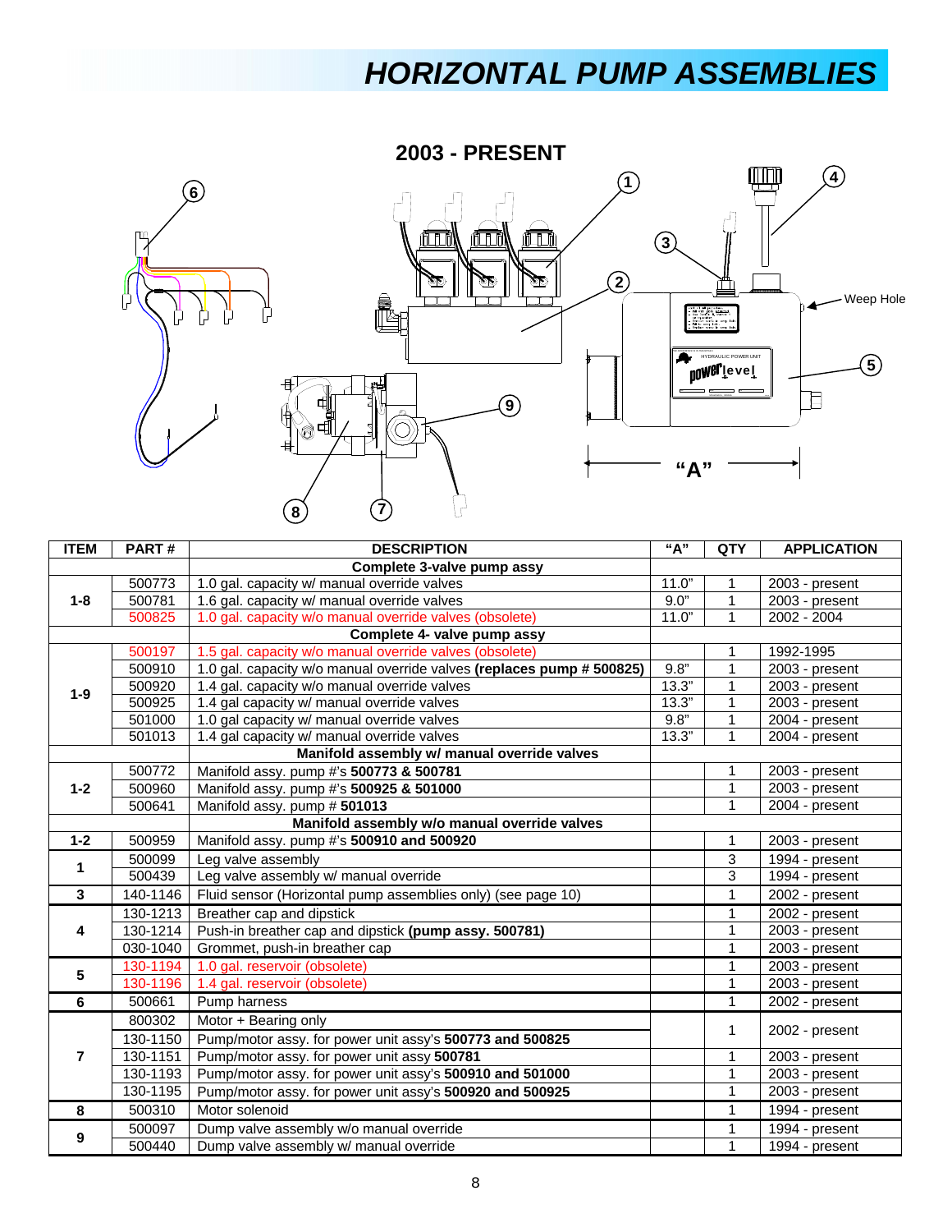# HORIZONTAL PUMP ASSEMBLIES

## 2003 - PRESENT

| ITEM | PART # | DESCRIPTION | "A" | QTY | APPLICATION |
|---|---|---|---|---|---|
| | | **Complete 3-valve pump assy** | | | |
| 1-8 | 500773 | 1.0 gal. capacity w/ manual override valves | 11.0" | 1 | 2003 - present |
| | 500781 | 1.6 gal. capacity w/ manual override valves | 9.0" | 1 | 2003 - present |
| | 500825 | 1.0 gal. capacity w/o manual override valves (obsolete) | 11.0" | 1 | 2002 - 2004 |
| | | **Complete 4- valve pump assy** | | | |
| 1-9 | 500197 | 1.5 gal. capacity w/o manual override valves (obsolete) | | 1 | 1992-1995 |
| | 500910 | 1.0 gal. capacity w/o manual override valves **(replaces pump # 500825)** | 9.8" | 1 | 2003 - present |
| | 500920 | 1.4 gal. capacity w/o manual override valves | 13.3" | 1 | 2003 - present |
| | 500925 | 1.4 gal capacity w/ manual override valves | 13.3" | 1 | 2003 - present |
| | 501000 | 1.0 gal capacity w/ manual override valves | 9.8" | 1 | 2004 - present |
| | 501013 | 1.4 gal capacity w/ manual override valves | 13.3" | 1 | 2004 - present |
| | | **Manifold assembly w/ manual override valves** | | | |
| 1-2 | 500772 | Manifold assy. pump #'s **500773 & 500781** | | 1 | 2003 - present |
| | 500960 | Manifold assy. pump #'s **500925 & 501000** | | 1 | 2003 - present |
| | 500641 | Manifold assy. pump # **501013** | | 1 | 2004 - present |
| | | **Manifold assembly w/o manual override valves** | | | |
| 1-2 | 500959 | Manifold assy. pump #'s **500910 and 500920** | | 1 | 2003 - present |
| 1 | 500099 | Leg valve assembly | | 3 | 1994 - present |
| | 500439 | Leg valve assembly w/ manual override | | 3 | 1994 - present |
| 3 | 140-1146 | Fluid sensor (Horizontal pump assemblies only) (see page 10) | | 1 | 2002 - present |
| 4 | 130-1213 | Breather cap and dipstick | | 1 | 2002 - present |
| | 130-1214 | Push-in breather cap and dipstick **(pump assy. 500781)** | | 1 | 2003 - present |
| | 030-1040 | Grommet, push-in breather cap | | 1 | 2003 - present |
| 5 | 130-1194 | 1.0 gal. reservoir (obsolete) | | 1 | 2003 - present |
| | 130-1196 | 1.4 gal. reservoir (obsolete) | | 1 | 2003 - present |
| 6 | 500661 | Pump harness | | 1 | 2002 - present |
| 7 | 800302 | Motor + Bearing only | | 1 | 2002 - present |
| | 130-1150 | Pump/motor assy. for power unit assy's **500773 and 500825** | | | |
| | 130-1151 | Pump/motor assy. for power unit assy **500781** | | 1 | 2003 - present |
| | 130-1193 | Pump/motor assy. for power unit assy's **500910 and 501000** | | 1 | 2003 - present |
| | 130-1195 | Pump/motor assy. for power unit assy's **500920 and 500925** | | 1 | 2003 - present |
| 8 | 500310 | Motor solenoid | | 1 | 1994 - present |
| 9 | 500097 | Dump valve assembly w/o manual override | | 1 | 1994 - present |
| | 500440 | Dump valve assembly w/ manual override | | 1 | 1994 - present |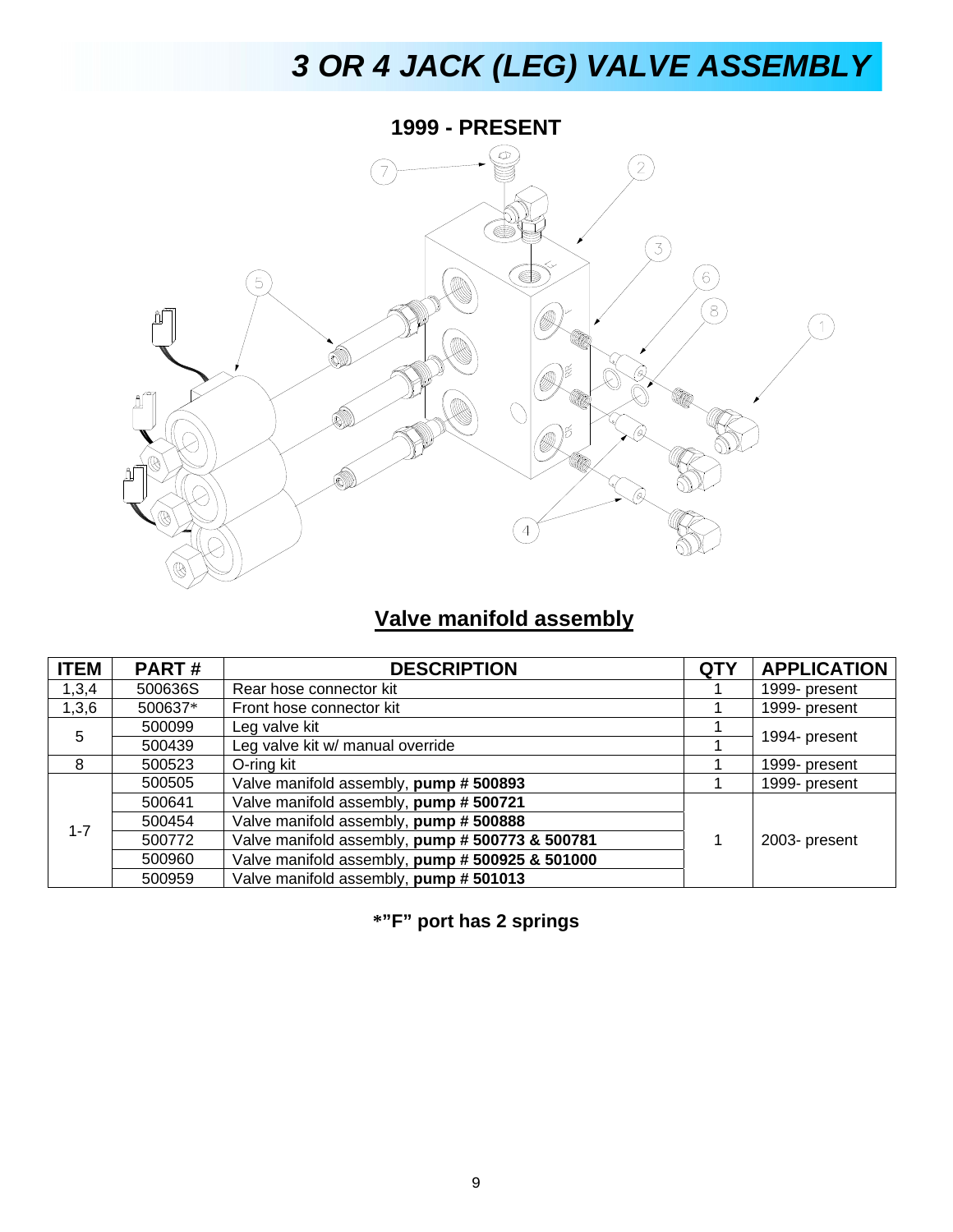# 3 OR 4 JACK (LEG) VALVE ASSEMBLY

## 1999 - PRESENT

## Valve manifold assembly

| ITEM | PART # | DESCRIPTION | QTY | APPLICATION |
|---|---|---|---|---|
| 1,3,4 | 500636S | Rear hose connector kit | 1 | 1999- present |
| 1,3,6 | 500637* | Front hose connector kit | 1 | 1999- present |
| 5 | 500099 | Leg valve kit | 1 | 1994- present |
| | 500439 | Leg valve kit w/ manual override | 1 | |
| 8 | 500523 | O-ring kit | 1 | 1999- present |
| 1-7 | 500505 | Valve manifold assembly, **pump # 500893** | 1 | 1999- present |
| | 500641 | Valve manifold assembly, **pump # 500721** | 1 | 2003- present |
| | 500454 | Valve manifold assembly, **pump # 500888** | | |
| | 500772 | Valve manifold assembly, **pump # 500773 & 500781** | | |
| | 500960 | Valve manifold assembly, **pump # 500925 & 501000** | | |
| | 500959 | Valve manifold assembly, **pump # 501013** | | |

**\*"F" port has 2 springs**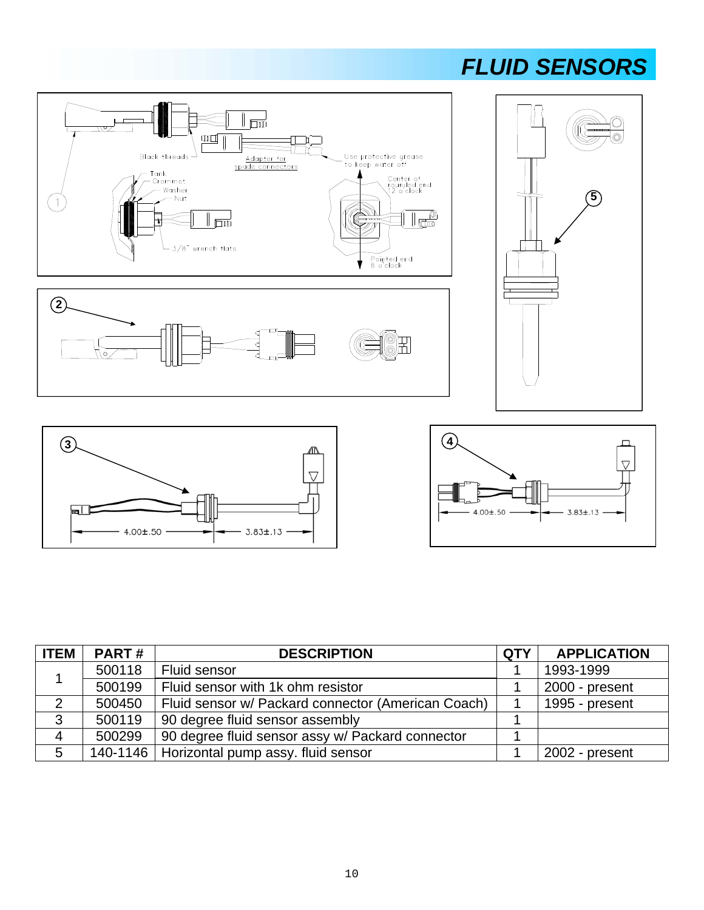# FLUID SENSORS

| ITEM | PART # | DESCRIPTION | QTY | APPLICATION |
|---|---|---|---|---|
| 1 | 500118 | Fluid sensor | 1 | 1993-1999 |
| | 500199 | Fluid sensor with 1k ohm resistor | 1 | 2000 - present |
| 2 | 500450 | Fluid sensor w/ Packard connector (American Coach) | 1 | 1995 - present |
| 3 | 500119 | 90 degree fluid sensor assembly | 1 | |
| 4 | 500299 | 90 degree fluid sensor assy w/ Packard connector | 1 | |
| 5 | 140-1146 | Horizontal pump assy. fluid sensor | 1 | 2002 - present |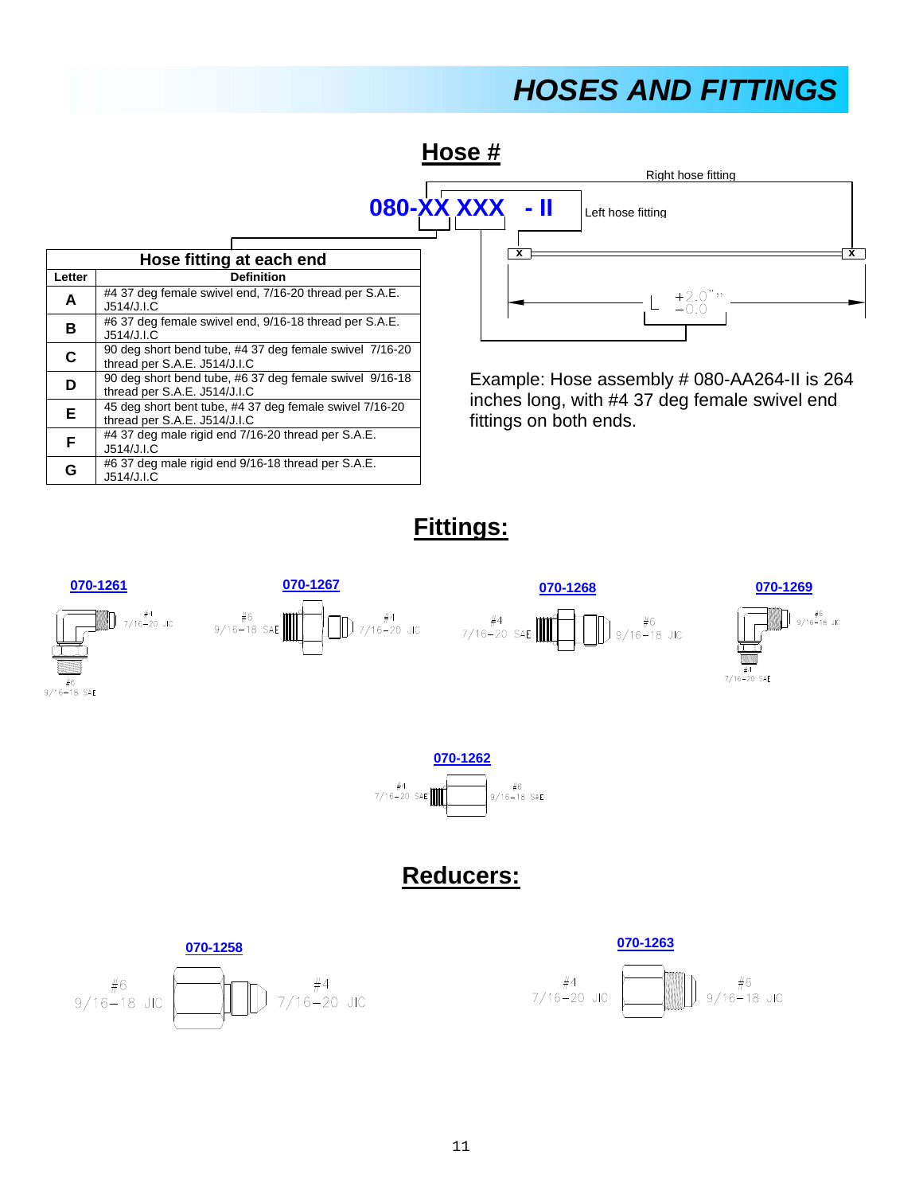# HOSES AND FITTINGS

## Hose #

**080-XX XXX - II**

Right hose fitting

Left hose fitting

L $^{+2.0"}_{-0.0}$

| Hose fitting at each end | |
|---|---|
| **Letter** | **Definition** |
| **A** | #4 37 deg female swivel end, 7/16-20 thread per S.A.E. J514/J.I.C |
| **B** | #6 37 deg female swivel end, 9/16-18 thread per S.A.E. J514/J.I.C |
| **C** | 90 deg short bend tube, #4 37 deg female swivel 7/16-20 thread per S.A.E. J514/J.I.C |
| **D** | 90 deg short bend tube, #6 37 deg female swivel 9/16-18 thread per S.A.E. J514/J.I.C |
| **E** | 45 deg short bent tube, #4 37 deg female swivel 7/16-20 thread per S.A.E. J514/J.I.C |
| **F** | #4 37 deg male rigid end 7/16-20 thread per S.A.E. J514/J.I.C |
| **G** | #6 37 deg male rigid end 9/16-18 thread per S.A.E. J514/J.I.C |

Example: Hose assembly # 080-AA264-II is 264 inches long, with #4 37 deg female swivel end fittings on both ends.

## Fittings:

**070-1261**

#4 7/16−20 JIC

#6 9/16−18 SAE

**070-1267**

#6 9/16−18 SAE

#4 7/16−20 JIC

**070-1268**

#4 7/16−20 SAE

#6 9/16−18 JIC

**070-1269**

#6 9/16−18 JIC

#4 7/16−20 SAE

**070-1262**

#4 7/16−20 SAE

#6 9/16−18 SAE

## Reducers:

**070-1258**

#6 9/16−18 JIC

#4 7/16−20 JIC

**070-1263**

#4 7/16−20 JIC

#6 9/16−18 JIC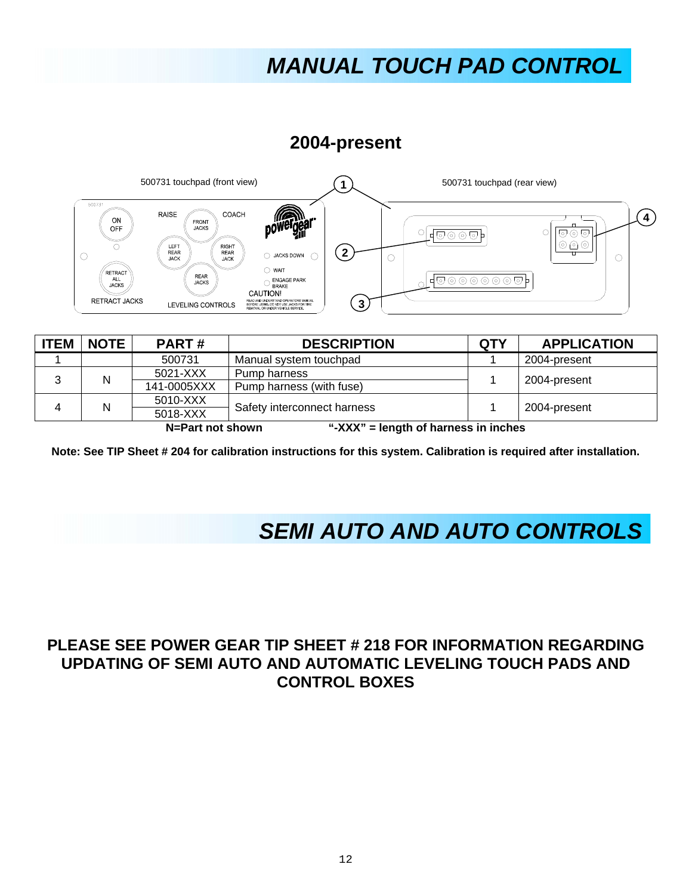# MANUAL TOUCH PAD CONTROL

## 2004-present

500731 touchpad (front view)

500731 touchpad (rear view)

| ITEM | NOTE | PART # | DESCRIPTION | QTY | APPLICATION |
|---|---|---|---|---|---|
| 1 | | 500731 | Manual system touchpad | 1 | 2004-present |
| 3 | N | 5021-XXX | Pump harness | 1 | 2004-present |
| | | 141-0005XXX | Pump harness (with fuse) | | |
| 4 | N | 5010-XXX | Safety interconnect harness | 1 | 2004-present |
| | | 5018-XXX | | | |

**N=Part not shown** **"-XXX" = length of harness in inches**

**Note: See TIP Sheet # 204 for calibration instructions for this system. Calibration is required after installation.**

# SEMI AUTO AND AUTO CONTROLS

**PLEASE SEE POWER GEAR TIP SHEET # 218 FOR INFORMATION REGARDING UPDATING OF SEMI AUTO AND AUTOMATIC LEVELING TOUCH PADS AND CONTROL BOXES**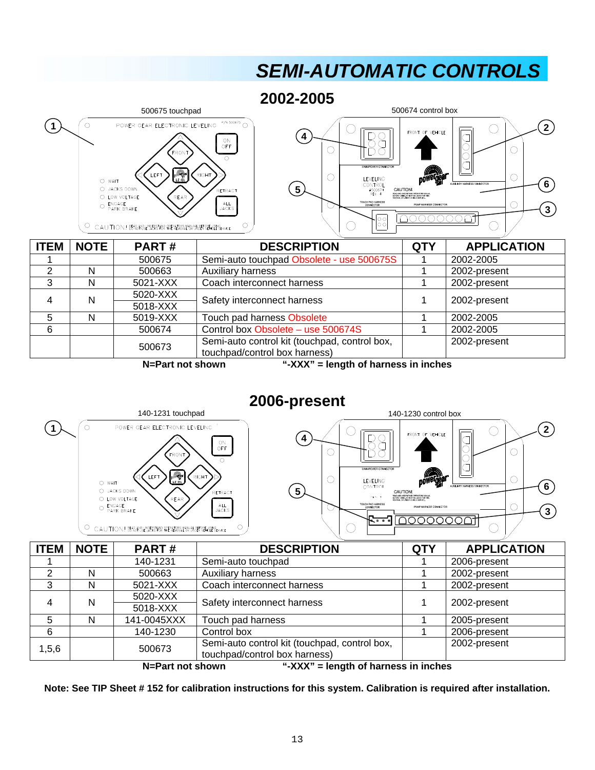# SEMI-AUTOMATIC CONTROLS

## 2002-2005

500675 touchpad

500674 control box

| ITEM | NOTE | PART # | DESCRIPTION | QTY | APPLICATION |
|---|---|---|---|---|---|
| 1 | | 500675 | Semi-auto touchpad Obsolete - use 500675S | 1 | 2002-2005 |
| 2 | N | 500663 | Auxiliary harness | 1 | 2002-present |
| 3 | N | 5021-XXX | Coach interconnect harness | 1 | 2002-present |
| 4 | N | 5020-XXX<br>5018-XXX | Safety interconnect harness | 1 | 2002-present |
| 5 | N | 5019-XXX | Touch pad harness Obsolete | 1 | 2002-2005 |
| 6 | | 500674 | Control box Obsolete – use 500674S | 1 | 2002-2005 |
| | | 500673 | Semi-auto control kit (touchpad, control box, touchpad/control box harness) | | 2002-present |

**N=Part not shown** **"-XXX" = length of harness in inches**

## 2006-present

140-1231 touchpad

140-1230 control box

| ITEM | NOTE | PART # | DESCRIPTION | QTY | APPLICATION |
|---|---|---|---|---|---|
| 1 | | 140-1231 | Semi-auto touchpad | 1 | 2006-present |
| 2 | N | 500663 | Auxiliary harness | 1 | 2002-present |
| 3 | N | 5021-XXX | Coach interconnect harness | 1 | 2002-present |
| 4 | N | 5020-XXX<br>5018-XXX | Safety interconnect harness | 1 | 2002-present |
| 5 | N | 141-0045XXX | Touch pad harness | 1 | 2005-present |
| 6 | | 140-1230 | Control box | 1 | 2006-present |
| 1,5,6 | | 500673 | Semi-auto control kit (touchpad, control box, touchpad/control box harness) | | 2002-present |

**N=Part not shown** **"-XXX" = length of harness in inches**

**Note: See TIP Sheet # 152 for calibration instructions for this system. Calibration is required after installation.**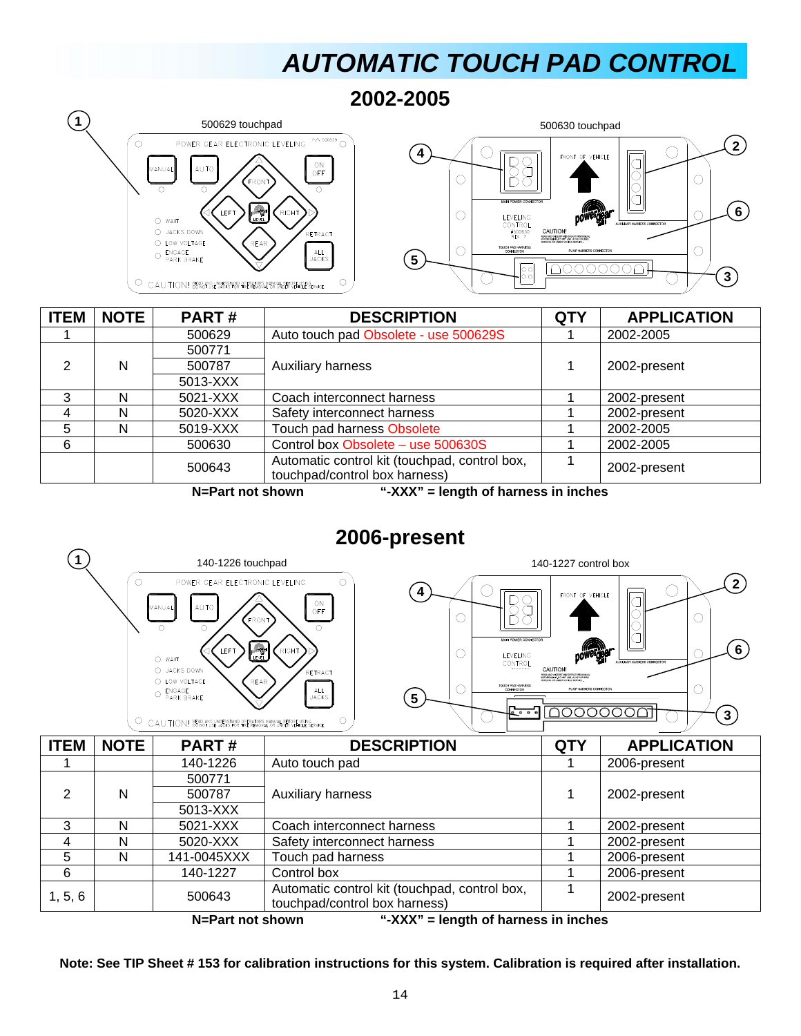# AUTOMATIC TOUCH PAD CONTROL

## 2002-2005

500629 touchpad

500630 touchpad

| ITEM | NOTE | PART # | DESCRIPTION | QTY | APPLICATION |
|---|---|---|---|---|---|
| 1 | | 500629 | Auto touch pad Obsolete - use 500629S | 1 | 2002-2005 |
| 2 | N | 500771<br>500787<br>5013-XXX | Auxiliary harness | 1 | 2002-present |
| 3 | N | 5021-XXX | Coach interconnect harness | 1 | 2002-present |
| 4 | N | 5020-XXX | Safety interconnect harness | 1 | 2002-present |
| 5 | N | 5019-XXX | Touch pad harness Obsolete | 1 | 2002-2005 |
| 6 | | 500630 | Control box Obsolete – use 500630S | 1 | 2002-2005 |
| | | 500643 | Automatic control kit (touchpad, control box, touchpad/control box harness) | 1 | 2002-present |

**N=Part not shown** **"-XXX" = length of harness in inches**

## 2006-present

140-1226 touchpad

140-1227 control box

| ITEM | NOTE | PART # | DESCRIPTION | QTY | APPLICATION |
|---|---|---|---|---|---|
| 1 | | 140-1226 | Auto touch pad | 1 | 2006-present |
| 2 | N | 500771<br>500787<br>5013-XXX | Auxiliary harness | 1 | 2002-present |
| 3 | N | 5021-XXX | Coach interconnect harness | 1 | 2002-present |
| 4 | N | 5020-XXX | Safety interconnect harness | 1 | 2002-present |
| 5 | N | 141-0045XXX | Touch pad harness | 1 | 2006-present |
| 6 | | 140-1227 | Control box | 1 | 2006-present |
| 1, 5, 6 | | 500643 | Automatic control kit (touchpad, control box, touchpad/control box harness) | 1 | 2002-present |

**N=Part not shown** **"-XXX" = length of harness in inches**

**Note: See TIP Sheet # 153 for calibration instructions for this system. Calibration is required after installation.**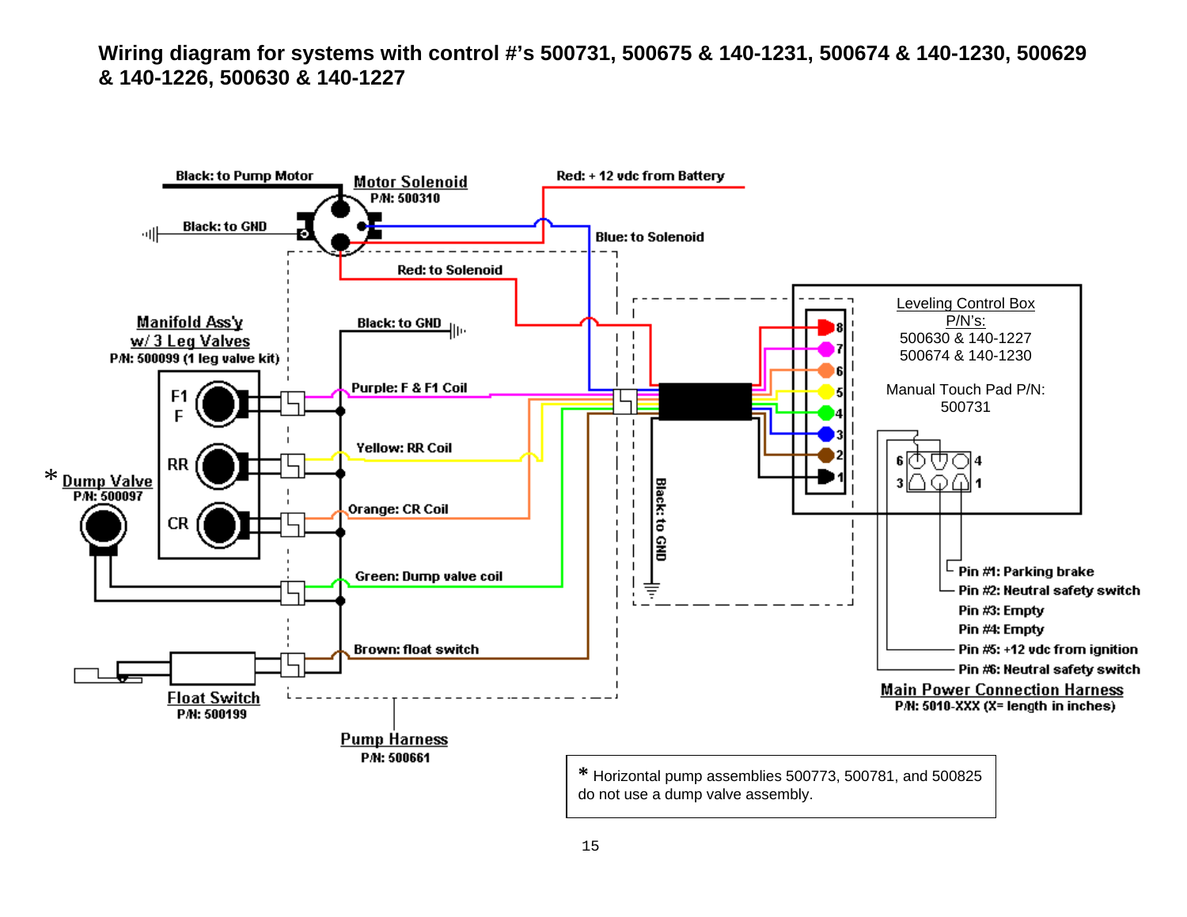**Wiring diagram for systems with control #'s 500731, 500675 & 140-1231, 500674 & 140-1230, 500629 & 140-1226, 500630 & 140-1227**

Black: to Pump Motor

Motor Solenoid
P/N: 500310

Red: + 12 vdc from Battery

Black: to GND

Blue: to Solenoid

Red: to Solenoid

Manifold Ass'y
w/ 3 Leg Valves
P/N: 500099 (1 leg valve kit)

Black: to GND

F1
F

Purple: F & F1 Coil

RR

Yellow: RR Coil

\* Dump Valve
P/N: 500097

CR

Orange: CR Coil

Green: Dump valve coil

Brown: float switch

Float Switch
P/N: 500199

Pump Harness
P/N: 500661

Black: to GND

Leveling Control Box
P/N's:
500630 & 140-1227
500674 & 140-1230

Manual Touch Pad P/N:
500731

8 7 6 5 4 3 2 1

6 4
3 1

Pin #1: Parking brake
Pin #2: Neutral safety switch
Pin #3: Empty
Pin #4: Empty
Pin #5: +12 vdc from ignition
Pin #6: Neutral safety switch

Main Power Connection Harness
P/N: 5010-XXX (X= length in inches)

\* Horizontal pump assemblies 500773, 500781, and 500825 do not use a dump valve assembly.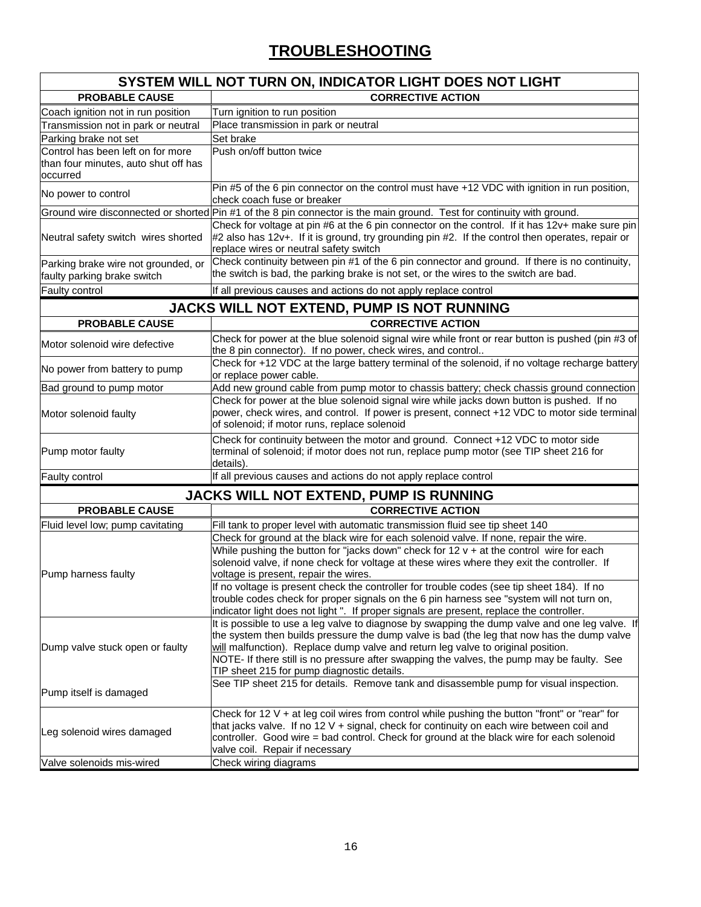# TROUBLESHOOTING

## SYSTEM WILL NOT TURN ON, INDICATOR LIGHT DOES NOT LIGHT

| PROBABLE CAUSE | CORRECTIVE ACTION |
|---|---|
| Coach ignition not in run position | Turn ignition to run position |
| Transmission not in park or neutral | Place transmission in park or neutral |
| Parking brake not set | Set brake |
| Control has been left on for more than four minutes, auto shut off has occurred | Push on/off button twice |
| No power to control | Pin #5 of the 6 pin connector on the control must have +12 VDC with ignition in run position, check coach fuse or breaker |
| Ground wire disconnected or shorted | Pin #1 of the 8 pin connector is the main ground. Test for continuity with ground. |
| Neutral safety switch wires shorted | Check for voltage at pin #6 at the 6 pin connector on the control. If it has 12v+ make sure pin #2 also has 12v+. If it is ground, try grounding pin #2. If the control then operates, repair or replace wires or neutral safety switch |
| Parking brake wire not grounded, or faulty parking brake switch | Check continuity between pin #1 of the 6 pin connector and ground. If there is no continuity, the switch is bad, the parking brake is not set, or the wires to the switch are bad. |
| Faulty control | If all previous causes and actions do not apply replace control |

## JACKS WILL NOT EXTEND, PUMP IS NOT RUNNING

| PROBABLE CAUSE | CORRECTIVE ACTION |
|---|---|
| Motor solenoid wire defective | Check for power at the blue solenoid signal wire while front or rear button is pushed (pin #3 of the 8 pin connector). If no power, check wires, and control.. |
| No power from battery to pump | Check for +12 VDC at the large battery terminal of the solenoid, if no voltage recharge battery or replace power cable. |
| Bad ground to pump motor | Add new ground cable from pump motor to chassis battery; check chassis ground connection |
| Motor solenoid faulty | Check for power at the blue solenoid signal wire while jacks down button is pushed. If no power, check wires, and control. If power is present, connect +12 VDC to motor side terminal of solenoid; if motor runs, replace solenoid |
| Pump motor faulty | Check for continuity between the motor and ground. Connect +12 VDC to motor side terminal of solenoid; if motor does not run, replace pump motor (see TIP sheet 216 for details). |
| Faulty control | If all previous causes and actions do not apply replace control |

## JACKS WILL NOT EXTEND, PUMP IS RUNNING

| PROBABLE CAUSE | CORRECTIVE ACTION |
|---|---|
| Fluid level low; pump cavitating | Fill tank to proper level with automatic transmission fluid see tip sheet 140 |
| Pump harness faulty | Check for ground at the black wire for each solenoid valve. If none, repair the wire. |
| | While pushing the button for "jacks down" check for 12 v + at the control wire for each solenoid valve, if none check for voltage at these wires where they exit the controller. If voltage is present, repair the wires. |
| | If no voltage is present check the controller for trouble codes (see tip sheet 184). If no trouble codes check for proper signals on the 6 pin harness see "system will not turn on, indicator light does not light ". If proper signals are present, replace the controller. |
| Dump valve stuck open or faulty | It is possible to use a leg valve to diagnose by swapping the dump valve and one leg valve. If the system then builds pressure the dump valve is bad (the leg that now has the dump valve <u>will</u> malfunction). Replace dump valve and return leg valve to original position. NOTE- If there still is no pressure after swapping the valves, the pump may be faulty. See TIP sheet 215 for pump diagnostic details. |
| Pump itself is damaged | See TIP sheet 215 for details. Remove tank and disassemble pump for visual inspection. |
| Leg solenoid wires damaged | Check for 12 V + at leg coil wires from control while pushing the button "front" or "rear" for that jacks valve. If no 12 V + signal, check for continuity on each wire between coil and controller. Good wire = bad control. Check for ground at the black wire for each solenoid valve coil. Repair if necessary |
| Valve solenoids mis-wired | Check wiring diagrams |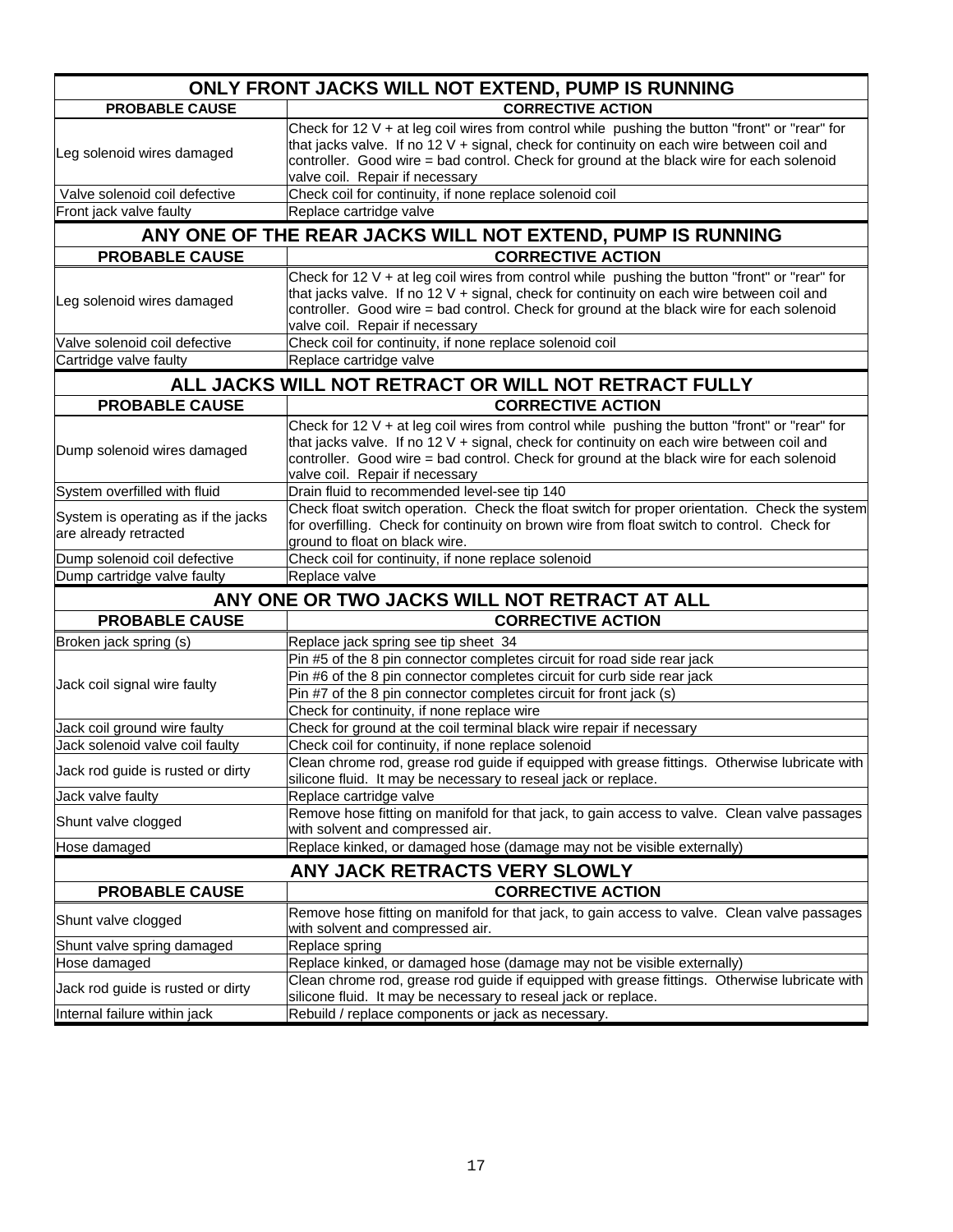## ONLY FRONT JACKS WILL NOT EXTEND, PUMP IS RUNNING

| PROBABLE CAUSE | CORRECTIVE ACTION |
|---|---|
| Leg solenoid wires damaged | Check for 12 V + at leg coil wires from control while pushing the button "front" or "rear" for that jacks valve. If no 12 V + signal, check for continuity on each wire between coil and controller. Good wire = bad control. Check for ground at the black wire for each solenoid valve coil. Repair if necessary |
| Valve solenoid coil defective | Check coil for continuity, if none replace solenoid coil |
| Front jack valve faulty | Replace cartridge valve |

## ANY ONE OF THE REAR JACKS WILL NOT EXTEND, PUMP IS RUNNING

| PROBABLE CAUSE | CORRECTIVE ACTION |
|---|---|
| Leg solenoid wires damaged | Check for 12 V + at leg coil wires from control while pushing the button "front" or "rear" for that jacks valve. If no 12 V + signal, check for continuity on each wire between coil and controller. Good wire = bad control. Check for ground at the black wire for each solenoid valve coil. Repair if necessary |
| Valve solenoid coil defective | Check coil for continuity, if none replace solenoid coil |
| Cartridge valve faulty | Replace cartridge valve |

## ALL JACKS WILL NOT RETRACT OR WILL NOT RETRACT FULLY

| PROBABLE CAUSE | CORRECTIVE ACTION |
|---|---|
| Dump solenoid wires damaged | Check for 12 V + at leg coil wires from control while pushing the button "front" or "rear" for that jacks valve. If no 12 V + signal, check for continuity on each wire between coil and controller. Good wire = bad control. Check for ground at the black wire for each solenoid valve coil. Repair if necessary |
| System overfilled with fluid | Drain fluid to recommended level-see tip 140 |
| System is operating as if the jacks are already retracted | Check float switch operation. Check the float switch for proper orientation. Check the system for overfilling. Check for continuity on brown wire from float switch to control. Check for ground to float on black wire. |
| Dump solenoid coil defective | Check coil for continuity, if none replace solenoid |
| Dump cartridge valve faulty | Replace valve |

## ANY ONE OR TWO JACKS WILL NOT RETRACT AT ALL

| PROBABLE CAUSE | CORRECTIVE ACTION |
|---|---|
| Broken jack spring (s) | Replace jack spring see tip sheet 34 |
| Jack coil signal wire faulty | Pin #5 of the 8 pin connector completes circuit for road side rear jack |
| | Pin #6 of the 8 pin connector completes circuit for curb side rear jack |
| | Pin #7 of the 8 pin connector completes circuit for front jack (s) |
| | Check for continuity, if none replace wire |
| Jack coil ground wire faulty | Check for ground at the coil terminal black wire repair if necessary |
| Jack solenoid valve coil faulty | Check coil for continuity, if none replace solenoid |
| Jack rod guide is rusted or dirty | Clean chrome rod, grease rod guide if equipped with grease fittings. Otherwise lubricate with silicone fluid. It may be necessary to reseal jack or replace. |
| Jack valve faulty | Replace cartridge valve |
| Shunt valve clogged | Remove hose fitting on manifold for that jack, to gain access to valve. Clean valve passages with solvent and compressed air. |
| Hose damaged | Replace kinked, or damaged hose (damage may not be visible externally) |

## ANY JACK RETRACTS VERY SLOWLY

| PROBABLE CAUSE | CORRECTIVE ACTION |
|---|---|
| Shunt valve clogged | Remove hose fitting on manifold for that jack, to gain access to valve. Clean valve passages with solvent and compressed air. |
| Shunt valve spring damaged | Replace spring |
| Hose damaged | Replace kinked, or damaged hose (damage may not be visible externally) |
| Jack rod guide is rusted or dirty | Clean chrome rod, grease rod guide if equipped with grease fittings. Otherwise lubricate with silicone fluid. It may be necessary to reseal jack or replace. |
| Internal failure within jack | Rebuild / replace components or jack as necessary. |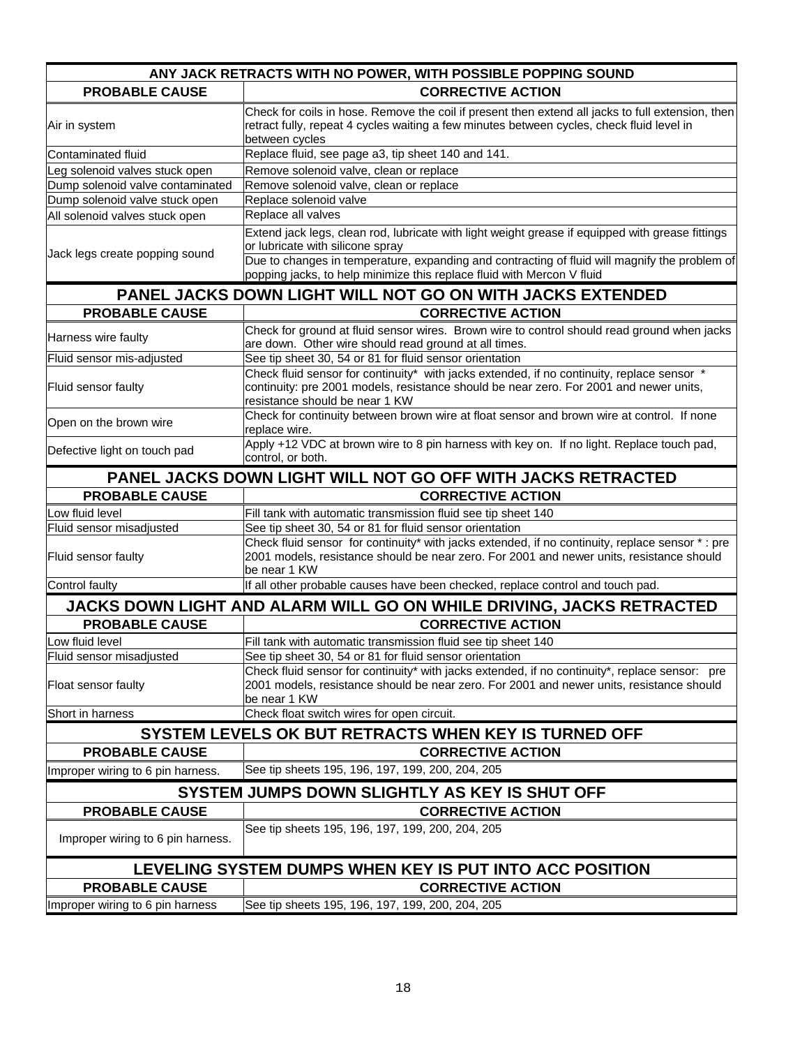## ANY JACK RETRACTS WITH NO POWER, WITH POSSIBLE POPPING SOUND

| PROBABLE CAUSE | CORRECTIVE ACTION |
|---|---|
| Air in system | Check for coils in hose. Remove the coil if present then extend all jacks to full extension, then retract fully, repeat 4 cycles waiting a few minutes between cycles, check fluid level in between cycles |
| Contaminated fluid | Replace fluid, see page a3, tip sheet 140 and 141. |
| Leg solenoid valves stuck open | Remove solenoid valve, clean or replace |
| Dump solenoid valve contaminated | Remove solenoid valve, clean or replace |
| Dump solenoid valve stuck open | Replace solenoid valve |
| All solenoid valves stuck open | Replace all valves |
| Jack legs create popping sound | Extend jack legs, clean rod, lubricate with light weight grease if equipped with grease fittings or lubricate with silicone spray |
| | Due to changes in temperature, expanding and contracting of fluid will magnify the problem of popping jacks, to help minimize this replace fluid with Mercon V fluid |

## PANEL JACKS DOWN LIGHT WILL NOT GO ON WITH JACKS EXTENDED

| PROBABLE CAUSE | CORRECTIVE ACTION |
|---|---|
| Harness wire faulty | Check for ground at fluid sensor wires. Brown wire to control should read ground when jacks are down. Other wire should read ground at all times. |
| Fluid sensor mis-adjusted | See tip sheet 30, 54 or 81 for fluid sensor orientation |
| Fluid sensor faulty | Check fluid sensor for continuity* with jacks extended, if no continuity, replace sensor * continuity: pre 2001 models, resistance should be near zero. For 2001 and newer units, resistance should be near 1 KW |
| Open on the brown wire | Check for continuity between brown wire at float sensor and brown wire at control. If none replace wire. |
| Defective light on touch pad | Apply +12 VDC at brown wire to 8 pin harness with key on. If no light. Replace touch pad, control, or both. |

## PANEL JACKS DOWN LIGHT WILL NOT GO OFF WITH JACKS RETRACTED

| PROBABLE CAUSE | CORRECTIVE ACTION |
|---|---|
| Low fluid level | Fill tank with automatic transmission fluid see tip sheet 140 |
| Fluid sensor misadjusted | See tip sheet 30, 54 or 81 for fluid sensor orientation |
| Fluid sensor faulty | Check fluid sensor for continuity* with jacks extended, if no continuity, replace sensor * : pre 2001 models, resistance should be near zero. For 2001 and newer units, resistance should be near 1 KW |
| Control faulty | If all other probable causes have been checked, replace control and touch pad. |

## JACKS DOWN LIGHT AND ALARM WILL GO ON WHILE DRIVING, JACKS RETRACTED

| PROBABLE CAUSE | CORRECTIVE ACTION |
|---|---|
| Low fluid level | Fill tank with automatic transmission fluid see tip sheet 140 |
| Fluid sensor misadjusted | See tip sheet 30, 54 or 81 for fluid sensor orientation |
| Float sensor faulty | Check fluid sensor for continuity* with jacks extended, if no continuity*, replace sensor: pre 2001 models, resistance should be near zero. For 2001 and newer units, resistance should be near 1 KW |
| Short in harness | Check float switch wires for open circuit. |

## SYSTEM LEVELS OK BUT RETRACTS WHEN KEY IS TURNED OFF

| PROBABLE CAUSE | CORRECTIVE ACTION |
|---|---|
| Improper wiring to 6 pin harness. | See tip sheets 195, 196, 197, 199, 200, 204, 205 |

## SYSTEM JUMPS DOWN SLIGHTLY AS KEY IS SHUT OFF

| PROBABLE CAUSE | CORRECTIVE ACTION |
|---|---|
| Improper wiring to 6 pin harness. | See tip sheets 195, 196, 197, 199, 200, 204, 205 |

## LEVELING SYSTEM DUMPS WHEN KEY IS PUT INTO ACC POSITION

| PROBABLE CAUSE | CORRECTIVE ACTION |
|---|---|
| Improper wiring to 6 pin harness | See tip sheets 195, 196, 197, 199, 200, 204, 205 |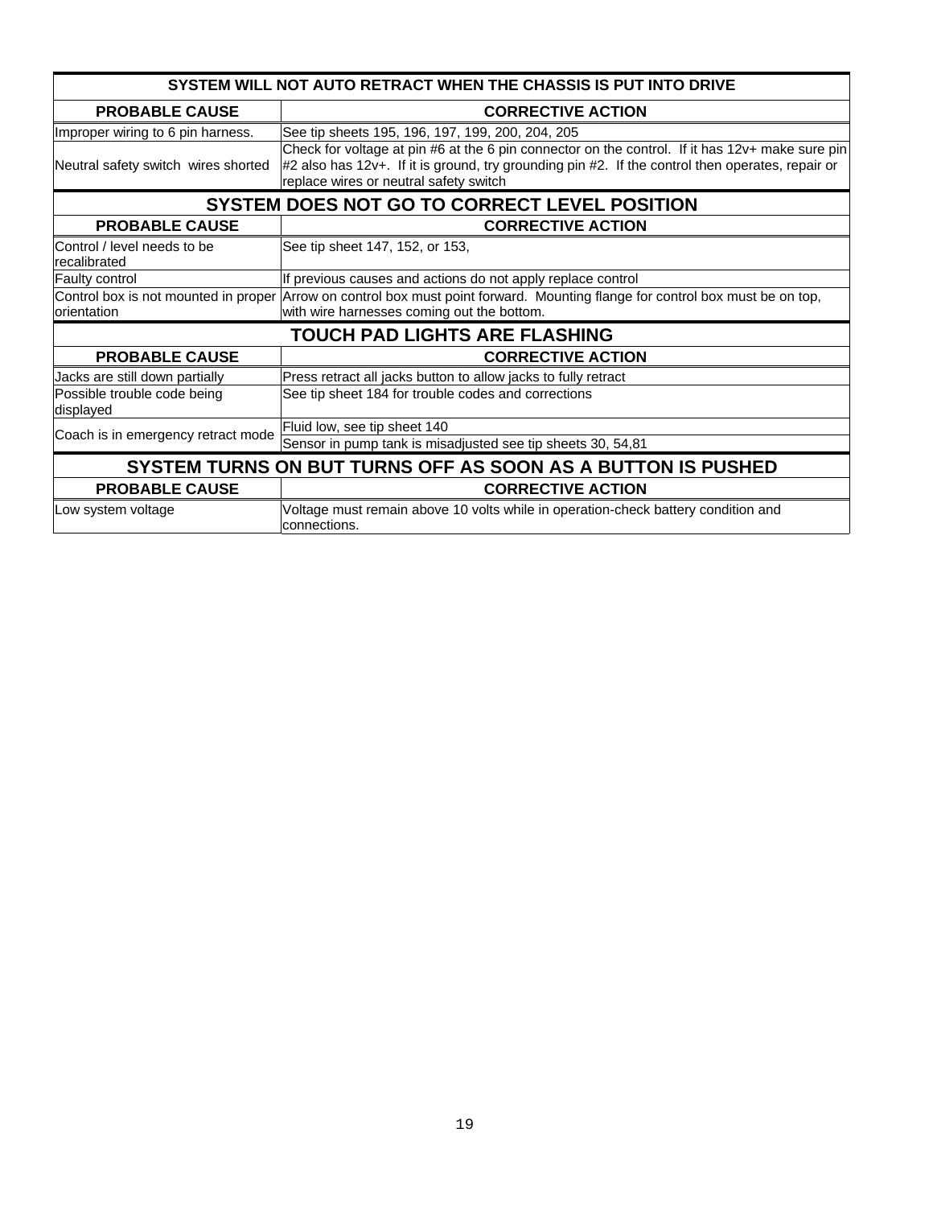## SYSTEM WILL NOT AUTO RETRACT WHEN THE CHASSIS IS PUT INTO DRIVE

| PROBABLE CAUSE | CORRECTIVE ACTION |
|---|---|
| Improper wiring to 6 pin harness. | See tip sheets 195, 196, 197, 199, 200, 204, 205 |
| Neutral safety switch wires shorted | Check for voltage at pin #6 at the 6 pin connector on the control. If it has 12v+ make sure pin #2 also has 12v+. If it is ground, try grounding pin #2. If the control then operates, repair or replace wires or neutral safety switch |

## SYSTEM DOES NOT GO TO CORRECT LEVEL POSITION

| PROBABLE CAUSE | CORRECTIVE ACTION |
|---|---|
| Control / level needs to be recalibrated | See tip sheet 147, 152, or 153, |
| Faulty control | If previous causes and actions do not apply replace control |
| Control box is not mounted in proper orientation | Arrow on control box must point forward. Mounting flange for control box must be on top, with wire harnesses coming out the bottom. |

## TOUCH PAD LIGHTS ARE FLASHING

| PROBABLE CAUSE | CORRECTIVE ACTION |
|---|---|
| Jacks are still down partially | Press retract all jacks button to allow jacks to fully retract |
| Possible trouble code being displayed | See tip sheet 184 for trouble codes and corrections |
| Coach is in emergency retract mode | Fluid low, see tip sheet 140 |
| | Sensor in pump tank is misadjusted see tip sheets 30, 54,81 |

## SYSTEM TURNS ON BUT TURNS OFF AS SOON AS A BUTTON IS PUSHED

| PROBABLE CAUSE | CORRECTIVE ACTION |
|---|---|
| Low system voltage | Voltage must remain above 10 volts while in operation-check battery condition and connections. |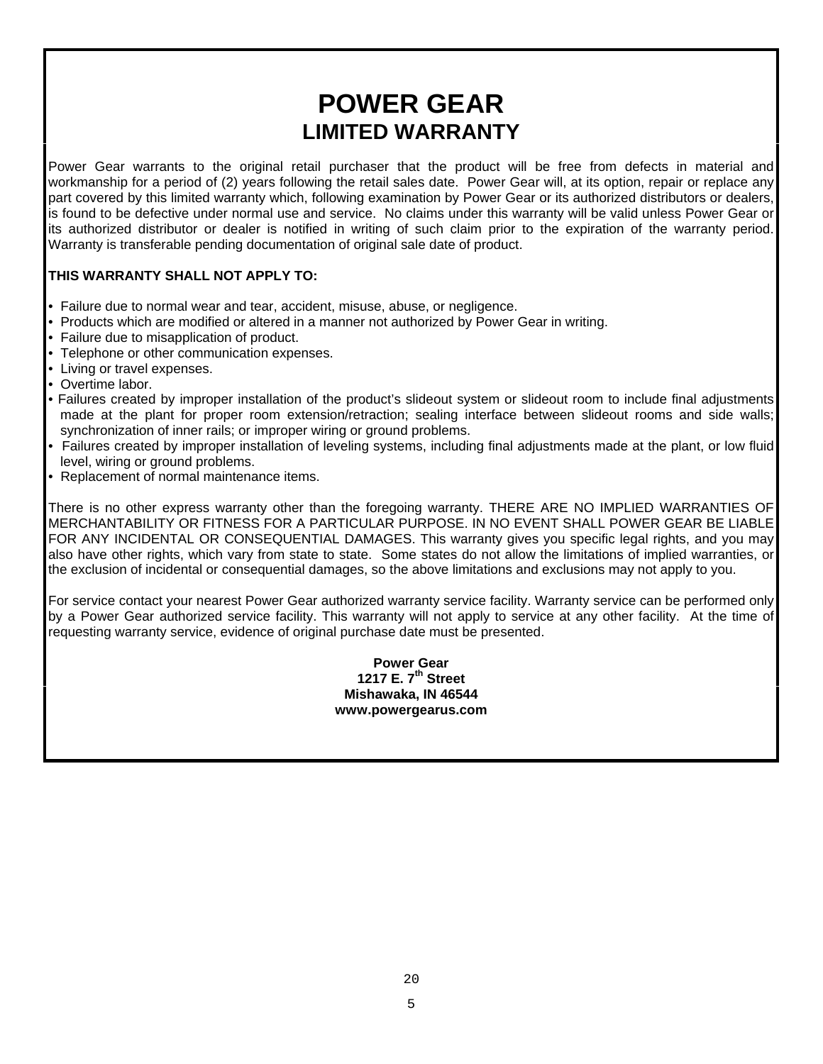# POWER GEAR

## LIMITED WARRANTY

Power Gear warrants to the original retail purchaser that the product will be free from defects in material and workmanship for a period of (2) years following the retail sales date. Power Gear will, at its option, repair or replace any part covered by this limited warranty which, following examination by Power Gear or its authorized distributors or dealers, is found to be defective under normal use and service. No claims under this warranty will be valid unless Power Gear or its authorized distributor or dealer is notified in writing of such claim prior to the expiration of the warranty period. Warranty is transferable pending documentation of original sale date of product.

**THIS WARRANTY SHALL NOT APPLY TO:**

- Failure due to normal wear and tear, accident, misuse, abuse, or negligence.
- Products which are modified or altered in a manner not authorized by Power Gear in writing.
- Failure due to misapplication of product.
- Telephone or other communication expenses.
- Living or travel expenses.
- Overtime labor.
- Failures created by improper installation of the product's slideout system or slideout room to include final adjustments made at the plant for proper room extension/retraction; sealing interface between slideout rooms and side walls; synchronization of inner rails; or improper wiring or ground problems.
- Failures created by improper installation of leveling systems, including final adjustments made at the plant, or low fluid level, wiring or ground problems.
- Replacement of normal maintenance items.

There is no other express warranty other than the foregoing warranty. THERE ARE NO IMPLIED WARRANTIES OF MERCHANTABILITY OR FITNESS FOR A PARTICULAR PURPOSE. IN NO EVENT SHALL POWER GEAR BE LIABLE FOR ANY INCIDENTAL OR CONSEQUENTIAL DAMAGES. This warranty gives you specific legal rights, and you may also have other rights, which vary from state to state. Some states do not allow the limitations of implied warranties, or the exclusion of incidental or consequential damages, so the above limitations and exclusions may not apply to you.

For service contact your nearest Power Gear authorized warranty service facility. Warranty service can be performed only by a Power Gear authorized service facility. This warranty will not apply to service at any other facility. At the time of requesting warranty service, evidence of original purchase date must be presented.

**Power Gear**
**1217 E. 7th Street**
**Mishawaka, IN 46544**
**www.powergearus.com**